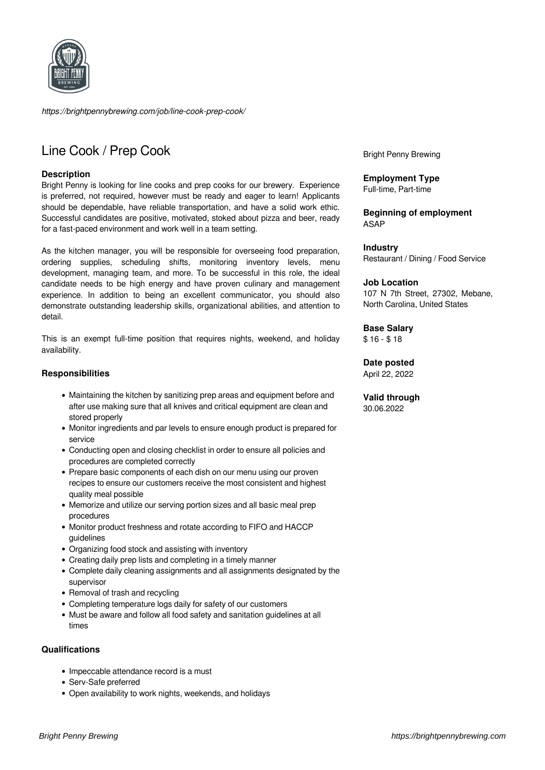*https://brightpennybrewing.com/job/line-cook-prep-cook/*

# Line Cook / Prep Cook

Bright Penny Brewing

**Employment Type**
Full-time, Part-time

**Beginning of employment**
ASAP

**Industry**
Restaurant / Dining / Food Service

**Job Location**
107 N 7th Street, 27302, Mebane, North Carolina, United States

**Base Salary**
$ 16 - $ 18

**Date posted**
April 22, 2022

**Valid through**
30.06.2022

### Description

Bright Penny is looking for line cooks and prep cooks for our brewery. Experience is preferred, not required, however must be ready and eager to learn! Applicants should be dependable, have reliable transportation, and have a solid work ethic. Successful candidates are positive, motivated, stoked about pizza and beer, ready for a fast-paced environment and work well in a team setting.

As the kitchen manager, you will be responsible for overseeing food preparation, ordering supplies, scheduling shifts, monitoring inventory levels, menu development, managing team, and more. To be successful in this role, the ideal candidate needs to be high energy and have proven culinary and management experience. In addition to being an excellent communicator, you should also demonstrate outstanding leadership skills, organizational abilities, and attention to detail.

This is an exempt full-time position that requires nights, weekend, and holiday availability.

### Responsibilities

- Maintaining the kitchen by sanitizing prep areas and equipment before and after use making sure that all knives and critical equipment are clean and stored properly
- Monitor ingredients and par levels to ensure enough product is prepared for service
- Conducting open and closing checklist in order to ensure all policies and procedures are completed correctly
- Prepare basic components of each dish on our menu using our proven recipes to ensure our customers receive the most consistent and highest quality meal possible
- Memorize and utilize our serving portion sizes and all basic meal prep procedures
- Monitor product freshness and rotate according to FIFO and HACCP guidelines
- Organizing food stock and assisting with inventory
- Creating daily prep lists and completing in a timely manner
- Complete daily cleaning assignments and all assignments designated by the supervisor
- Removal of trash and recycling
- Completing temperature logs daily for safety of our customers
- Must be aware and follow all food safety and sanitation guidelines at all times

### Qualifications

- Impeccable attendance record is a must
- Serv-Safe preferred
- Open availability to work nights, weekends, and holidays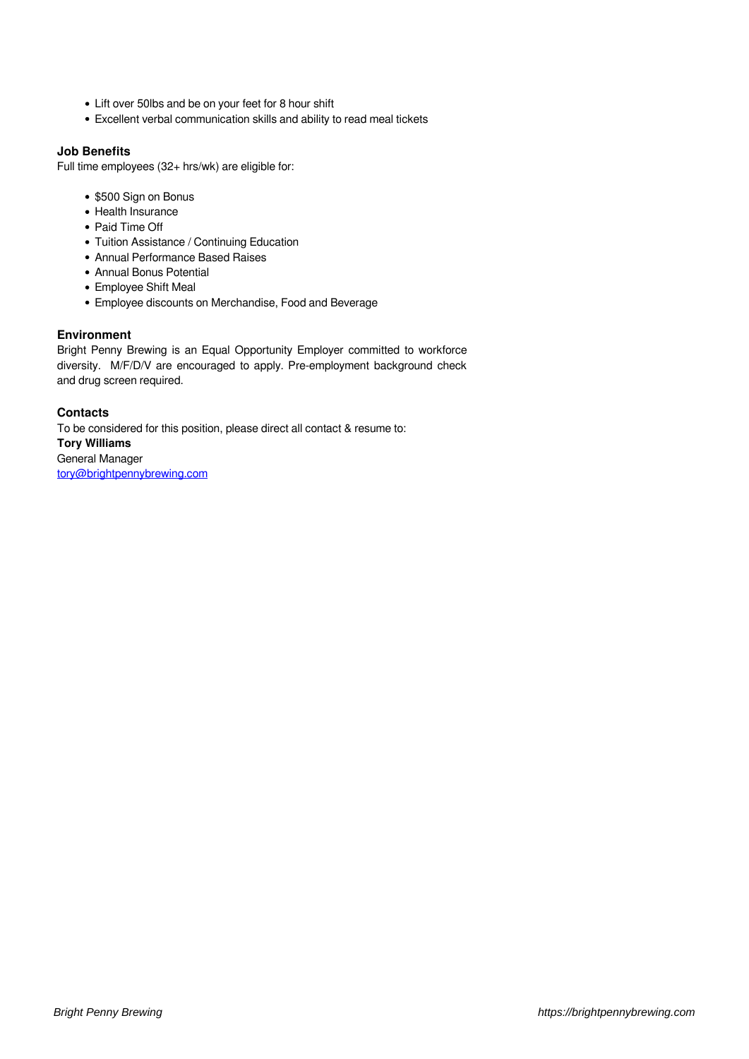- Lift over 50lbs and be on your feet for 8 hour shift
- Excellent verbal communication skills and ability to read meal tickets

**Job Benefits**

Full time employees (32+ hrs/wk) are eligible for:

- $500 Sign on Bonus
- Health Insurance
- Paid Time Off
- Tuition Assistance / Continuing Education
- Annual Performance Based Raises
- Annual Bonus Potential
- Employee Shift Meal
- Employee discounts on Merchandise, Food and Beverage

**Environment**

Bright Penny Brewing is an Equal Opportunity Employer committed to workforce diversity. M/F/D/V are encouraged to apply. Pre-employment background check and drug screen required.

**Contacts**

To be considered for this position, please direct all contact & resume to:

**Tory Williams**

General Manager

tory@brightpennybrewing.com